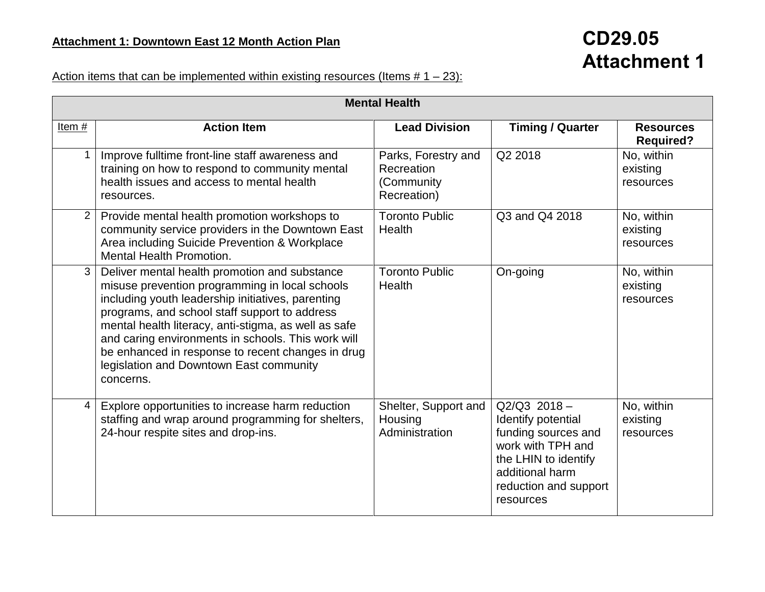**CD29.05 Attachment 1**

**Attachment 1: Downtown East 12 Month Action Plan**

Action items that can be implemented within existing resources (Items # 1 – 23):

| Mental Health | | | | |
|---|---|---|---|---|
| Item # | **Action Item** | **Lead Division** | **Timing / Quarter** | **Resources Required?** |
| 1 | Improve fulltime front-line staff awareness and training on how to respond to community mental health issues and access to mental health resources. | Parks, Forestry and Recreation (Community Recreation) | Q2 2018 | No, within existing resources |
| 2 | Provide mental health promotion workshops to community service providers in the Downtown East Area including Suicide Prevention & Workplace Mental Health Promotion. | Toronto Public Health | Q3 and Q4 2018 | No, within existing resources |
| 3 | Deliver mental health promotion and substance misuse prevention programming in local schools including youth leadership initiatives, parenting programs, and school staff support to address mental health literacy, anti-stigma, as well as safe and caring environments in schools. This work will be enhanced in response to recent changes in drug legislation and Downtown East community concerns. | Toronto Public Health | On-going | No, within existing resources |
| 4 | Explore opportunities to increase harm reduction staffing and wrap around programming for shelters, 24-hour respite sites and drop-ins. | Shelter, Support and Housing Administration | Q2/Q3 2018 – Identify potential funding sources and work with TPH and the LHIN to identify additional harm reduction and support resources | No, within existing resources |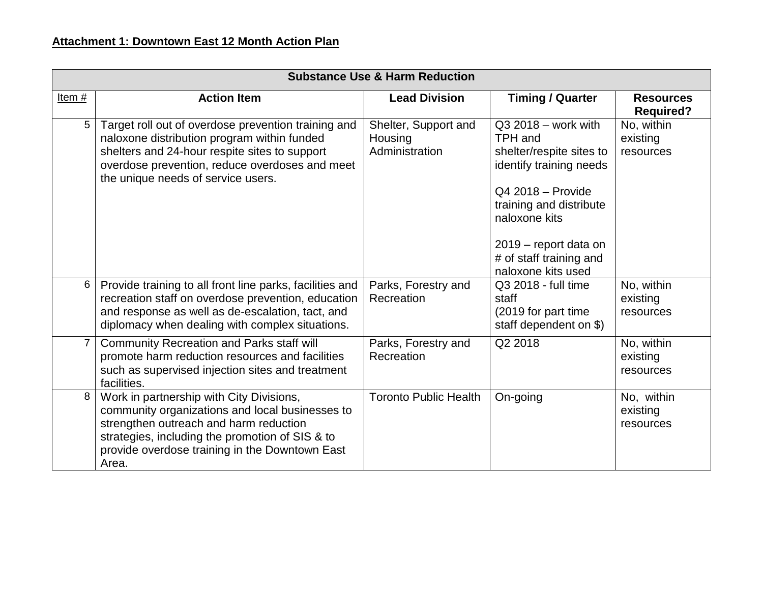**Attachment 1: Downtown East 12 Month Action Plan**

| Substance Use & Harm Reduction | | | | |
|---|---|---|---|---|
| Item # | Action Item | Lead Division | Timing / Quarter | Resources Required? |
| 5 | Target roll out of overdose prevention training and naloxone distribution program within funded shelters and 24-hour respite sites to support overdose prevention, reduce overdoses and meet the unique needs of service users. | Shelter, Support and Housing Administration | Q3 2018 – work with TPH and shelter/respite sites to identify training needs<br><br>Q4 2018 – Provide training and distribute naloxone kits<br><br>2019 – report data on # of staff training and naloxone kits used | No, within existing resources |
| 6 | Provide training to all front line parks, facilities and recreation staff on overdose prevention, education and response as well as de-escalation, tact, and diplomacy when dealing with complex situations. | Parks, Forestry and Recreation | Q3 2018 - full time staff<br>(2019 for part time staff dependent on $) | No, within existing resources |
| 7 | Community Recreation and Parks staff will promote harm reduction resources and facilities such as supervised injection sites and treatment facilities. | Parks, Forestry and Recreation | Q2 2018 | No, within existing resources |
| 8 | Work in partnership with City Divisions, community organizations and local businesses to strengthen outreach and harm reduction strategies, including the promotion of SIS & to provide overdose training in the Downtown East Area. | Toronto Public Health | On-going | No, within existing resources |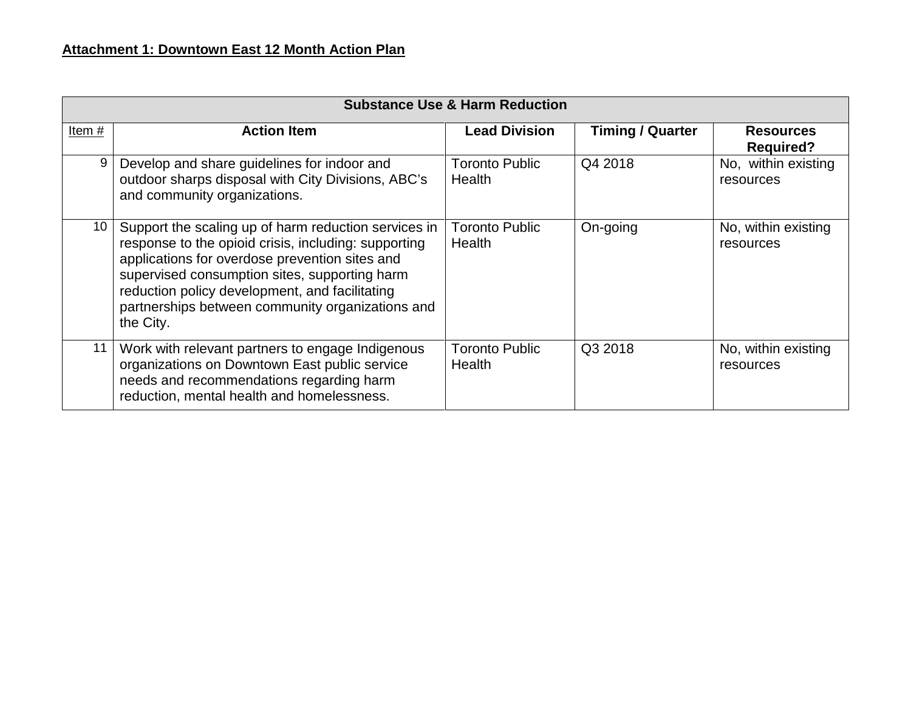**Attachment 1: Downtown East 12 Month Action Plan**

| Substance Use & Harm Reduction | | | | |
|---|---|---|---|---|
| Item # | **Action Item** | **Lead Division** | **Timing / Quarter** | **Resources Required?** |
| 9 | Develop and share guidelines for indoor and outdoor sharps disposal with City Divisions, ABC's and community organizations. | Toronto Public Health | Q4 2018 | No, within existing resources |
| 10 | Support the scaling up of harm reduction services in response to the opioid crisis, including: supporting applications for overdose prevention sites and supervised consumption sites, supporting harm reduction policy development, and facilitating partnerships between community organizations and the City. | Toronto Public Health | On-going | No, within existing resources |
| 11 | Work with relevant partners to engage Indigenous organizations on Downtown East public service needs and recommendations regarding harm reduction, mental health and homelessness. | Toronto Public Health | Q3 2018 | No, within existing resources |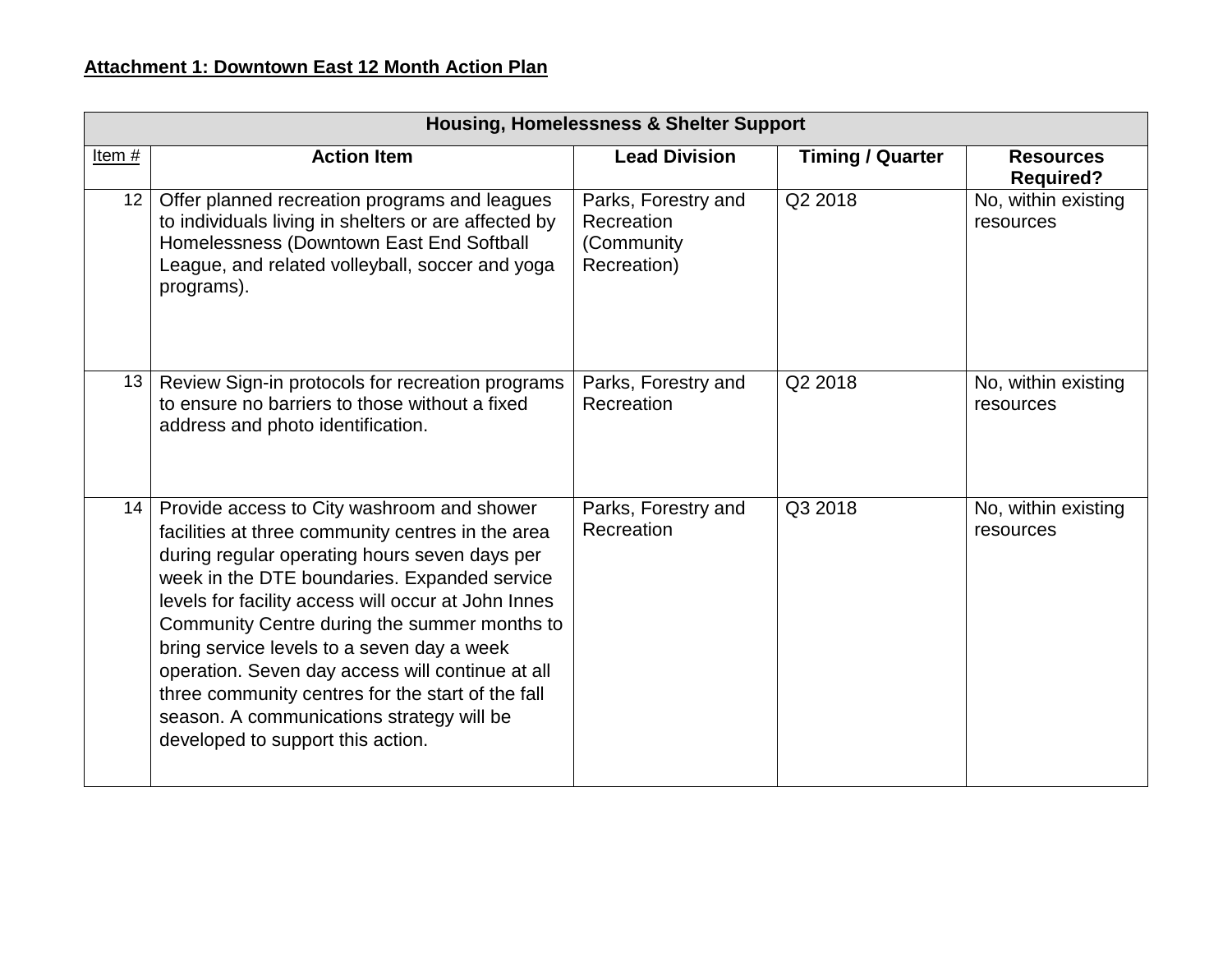**Attachment 1: Downtown East 12 Month Action Plan**

| Housing, Homelessness & Shelter Support | | | | |
|---|---|---|---|---|
| Item # | Action Item | Lead Division | Timing / Quarter | Resources Required? |
| 12 | Offer planned recreation programs and leagues to individuals living in shelters or are affected by Homelessness (Downtown East End Softball League, and related volleyball, soccer and yoga programs). | Parks, Forestry and Recreation (Community Recreation) | Q2 2018 | No, within existing resources |
| 13 | Review Sign-in protocols for recreation programs to ensure no barriers to those without a fixed address and photo identification. | Parks, Forestry and Recreation | Q2 2018 | No, within existing resources |
| 14 | Provide access to City washroom and shower facilities at three community centres in the area during regular operating hours seven days per week in the DTE boundaries. Expanded service levels for facility access will occur at John Innes Community Centre during the summer months to bring service levels to a seven day a week operation. Seven day access will continue at all three community centres for the start of the fall season. A communications strategy will be developed to support this action. | Parks, Forestry and Recreation | Q3 2018 | No, within existing resources |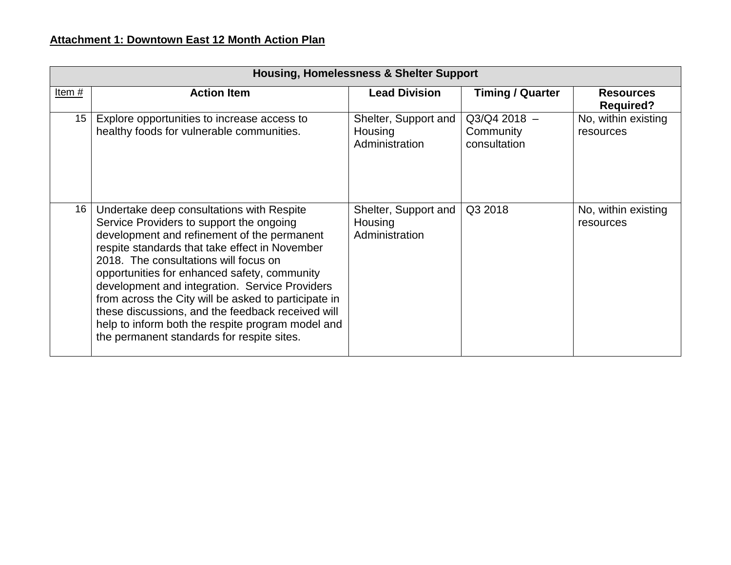**Attachment 1: Downtown East 12 Month Action Plan**

| Housing, Homelessness & Shelter Support | | | | |
|---|---|---|---|---|
| Item # | **Action Item** | **Lead Division** | **Timing / Quarter** | **Resources Required?** |
| 15 | Explore opportunities to increase access to healthy foods for vulnerable communities. | Shelter, Support and Housing Administration | Q3/Q4 2018 – Community consultation | No, within existing resources |
| 16 | Undertake deep consultations with Respite Service Providers to support the ongoing development and refinement of the permanent respite standards that take effect in November 2018. The consultations will focus on opportunities for enhanced safety, community development and integration. Service Providers from across the City will be asked to participate in these discussions, and the feedback received will help to inform both the respite program model and the permanent standards for respite sites. | Shelter, Support and Housing Administration | Q3 2018 | No, within existing resources |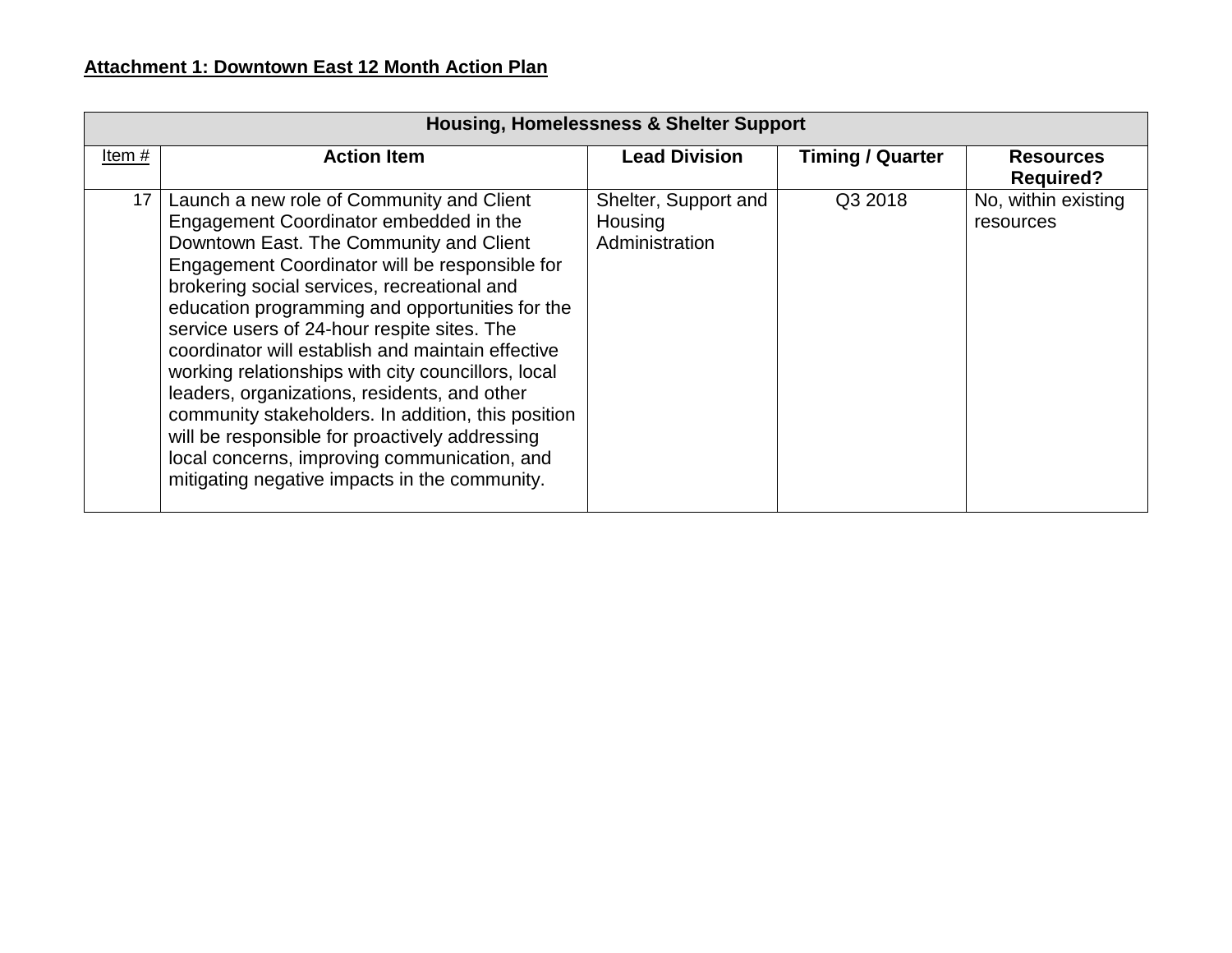**Attachment 1: Downtown East 12 Month Action Plan**

| Housing, Homelessness & Shelter Support | | | | |
|---|---|---|---|---|
| Item # | **Action Item** | **Lead Division** | **Timing / Quarter** | **Resources Required?** |
| 17 | Launch a new role of Community and Client Engagement Coordinator embedded in the Downtown East. The Community and Client Engagement Coordinator will be responsible for brokering social services, recreational and education programming and opportunities for the service users of 24-hour respite sites. The coordinator will establish and maintain effective working relationships with city councillors, local leaders, organizations, residents, and other community stakeholders. In addition, this position will be responsible for proactively addressing local concerns, improving communication, and mitigating negative impacts in the community. | Shelter, Support and Housing Administration | Q3 2018 | No, within existing resources |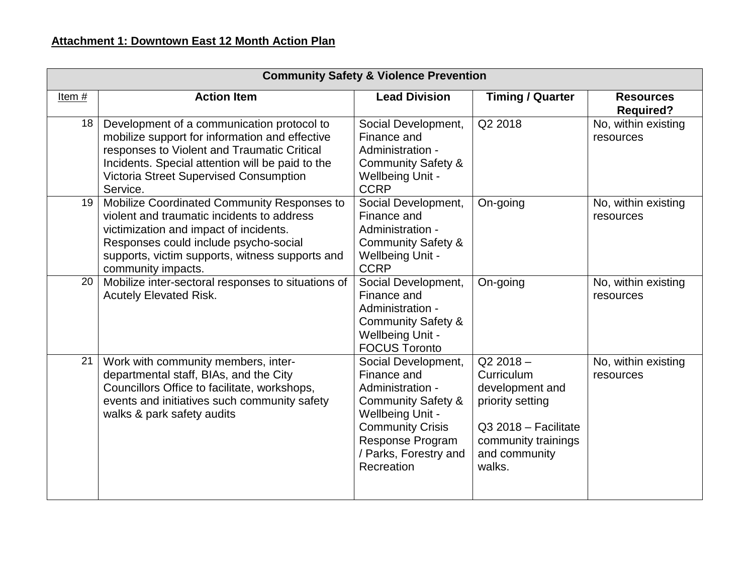**Attachment 1: Downtown East 12 Month Action Plan**

| Community Safety & Violence Prevention | | | | |
|---|---|---|---|---|
| Item # | Action Item | Lead Division | Timing / Quarter | Resources Required? |
| 18 | Development of a communication protocol to mobilize support for information and effective responses to Violent and Traumatic Critical Incidents. Special attention will be paid to the Victoria Street Supervised Consumption Service. | Social Development, Finance and Administration - Community Safety & Wellbeing Unit - CCRP | Q2 2018 | No, within existing resources |
| 19 | Mobilize Coordinated Community Responses to violent and traumatic incidents to address victimization and impact of incidents. Responses could include psycho-social supports, victim supports, witness supports and community impacts. | Social Development, Finance and Administration - Community Safety & Wellbeing Unit - CCRP | On-going | No, within existing resources |
| 20 | Mobilize inter-sectoral responses to situations of Acutely Elevated Risk. | Social Development, Finance and Administration - Community Safety & Wellbeing Unit - FOCUS Toronto | On-going | No, within existing resources |
| 21 | Work with community members, inter-departmental staff, BIAs, and the City Councillors Office to facilitate, workshops, events and initiatives such community safety walks & park safety audits | Social Development, Finance and Administration - Community Safety & Wellbeing Unit - Community Crisis Response Program / Parks, Forestry and Recreation | Q2 2018 – Curriculum development and priority setting<br><br>Q3 2018 – Facilitate community trainings and community walks. | No, within existing resources |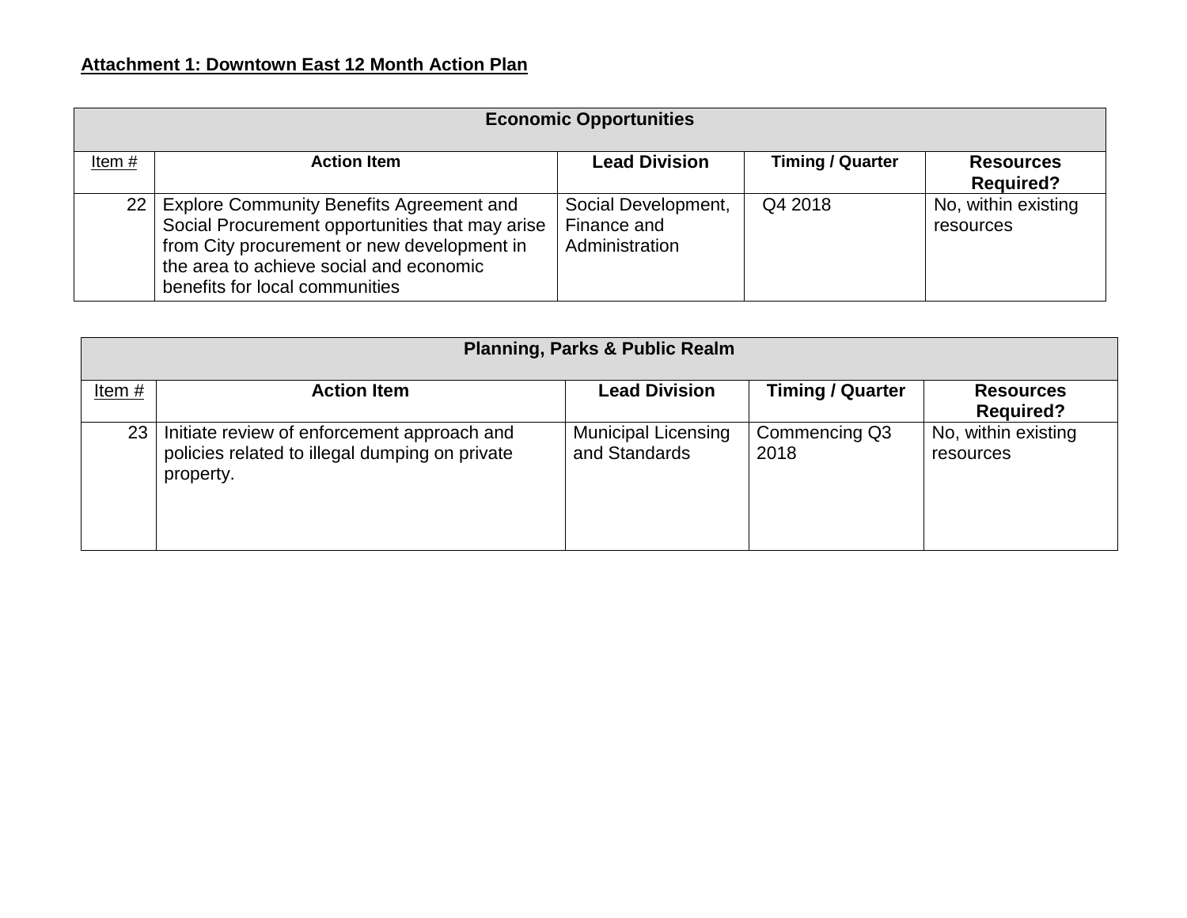**Attachment 1: Downtown East 12 Month Action Plan**

| Economic Opportunities | | | | |
|---|---|---|---|---|
| Item # | Action Item | Lead Division | Timing / Quarter | Resources Required? |
| 22 | Explore Community Benefits Agreement and Social Procurement opportunities that may arise from City procurement or new development in the area to achieve social and economic benefits for local communities | Social Development, Finance and Administration | Q4 2018 | No, within existing resources |

| Planning, Parks & Public Realm | | | | |
|---|---|---|---|---|
| Item # | Action Item | Lead Division | Timing / Quarter | Resources Required? |
| 23 | Initiate review of enforcement approach and policies related to illegal dumping on private property. | Municipal Licensing and Standards | Commencing Q3 2018 | No, within existing resources |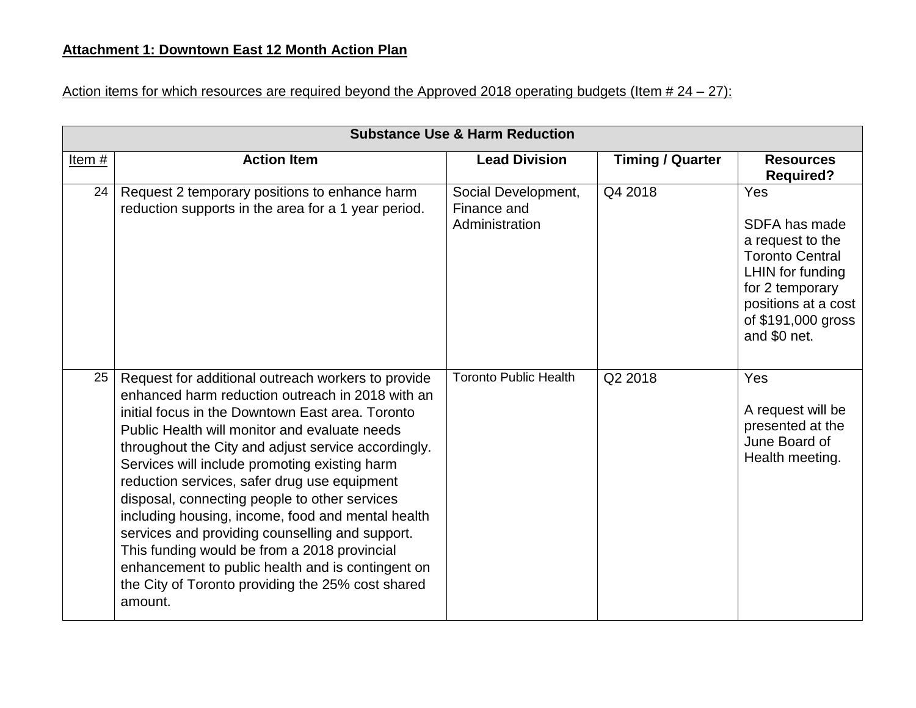**Attachment 1: Downtown East 12 Month Action Plan**

Action items for which resources are required beyond the Approved 2018 operating budgets (Item # 24 – 27):

| Substance Use & Harm Reduction | | | | |
|---|---|---|---|---|
| Item # | Action Item | Lead Division | Timing / Quarter | Resources Required? |
| 24 | Request 2 temporary positions to enhance harm reduction supports in the area for a 1 year period. | Social Development, Finance and Administration | Q4 2018 | Yes<br><br>SDFA has made a request to the Toronto Central LHIN for funding for 2 temporary positions at a cost of $191,000 gross and $0 net. |
| 25 | Request for additional outreach workers to provide enhanced harm reduction outreach in 2018 with an initial focus in the Downtown East area. Toronto Public Health will monitor and evaluate needs throughout the City and adjust service accordingly. Services will include promoting existing harm reduction services, safer drug use equipment disposal, connecting people to other services including housing, income, food and mental health services and providing counselling and support. This funding would be from a 2018 provincial enhancement to public health and is contingent on the City of Toronto providing the 25% cost shared amount. | Toronto Public Health | Q2 2018 | Yes<br><br>A request will be presented at the June Board of Health meeting. |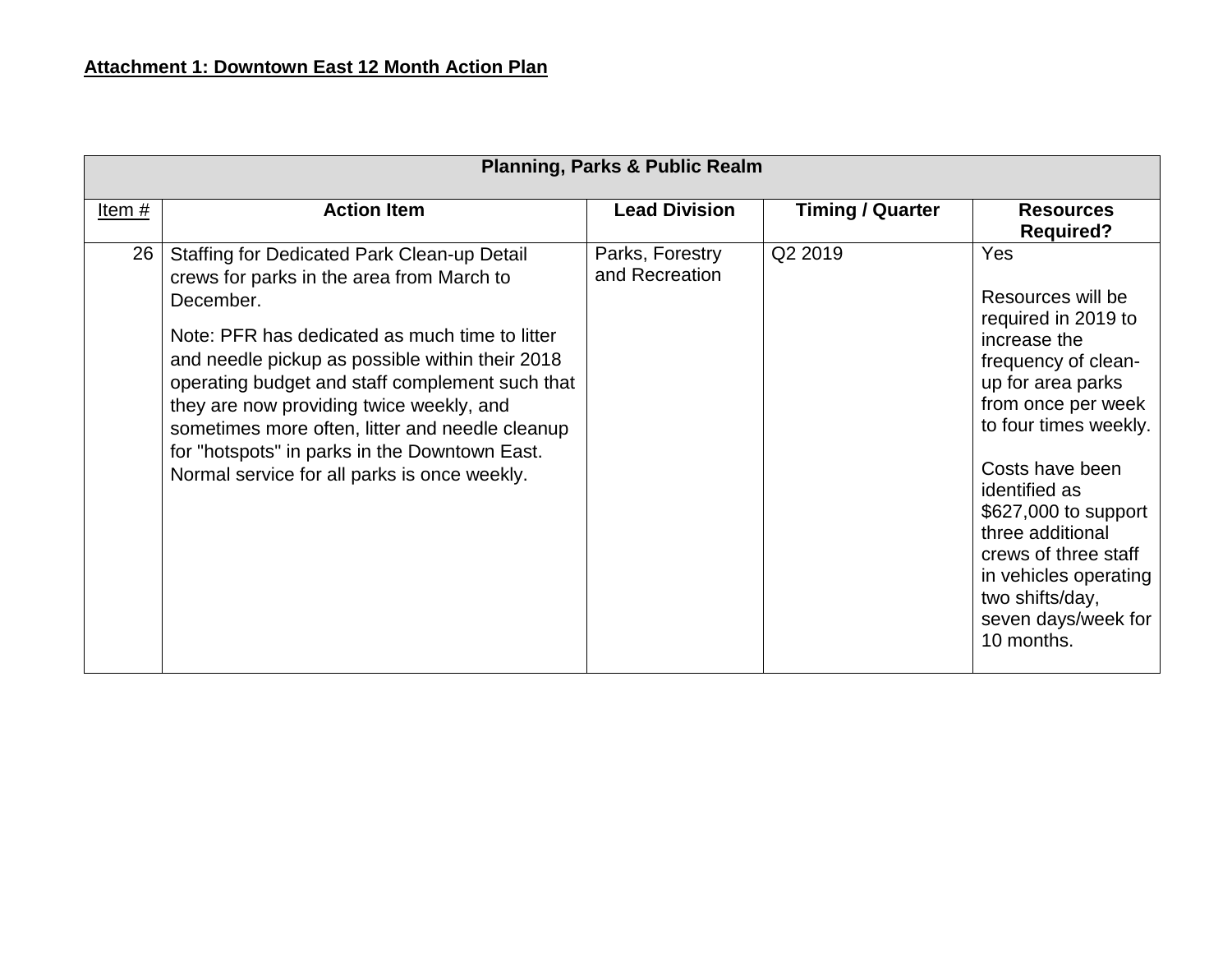**Attachment 1: Downtown East 12 Month Action Plan**

| Planning, Parks & Public Realm | | | | |
|---|---|---|---|---|
| Item # | Action Item | Lead Division | Timing / Quarter | Resources Required? |
| 26 | Staffing for Dedicated Park Clean-up Detail crews for parks in the area from March to December.<br><br>Note: PFR has dedicated as much time to litter and needle pickup as possible within their 2018 operating budget and staff complement such that they are now providing twice weekly, and sometimes more often, litter and needle cleanup for "hotspots" in parks in the Downtown East. Normal service for all parks is once weekly. | Parks, Forestry and Recreation | Q2 2019 | Yes<br><br>Resources will be required in 2019 to increase the frequency of clean-up for area parks from once per week to four times weekly.<br><br>Costs have been identified as $627,000 to support three additional crews of three staff in vehicles operating two shifts/day, seven days/week for 10 months. |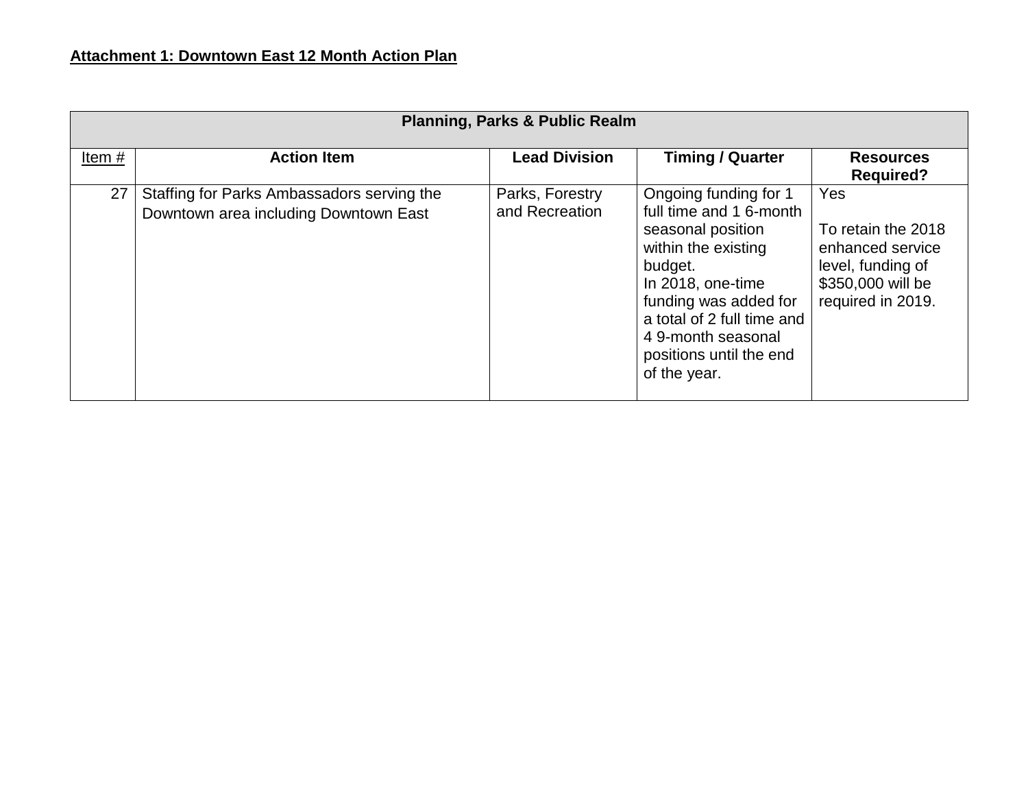**Attachment 1: Downtown East 12 Month Action Plan**

| Planning, Parks & Public Realm | | | | |
|---|---|---|---|---|
| Item # | **Action Item** | **Lead Division** | **Timing / Quarter** | **Resources Required?** |
| 27 | Staffing for Parks Ambassadors serving the Downtown area including Downtown East | Parks, Forestry and Recreation | Ongoing funding for 1 full time and 1 6-month seasonal position within the existing budget.<br>In 2018, one-time funding was added for a total of 2 full time and 4 9-month seasonal positions until the end of the year. | Yes<br><br>To retain the 2018 enhanced service level, funding of $350,000 will be required in 2019. |